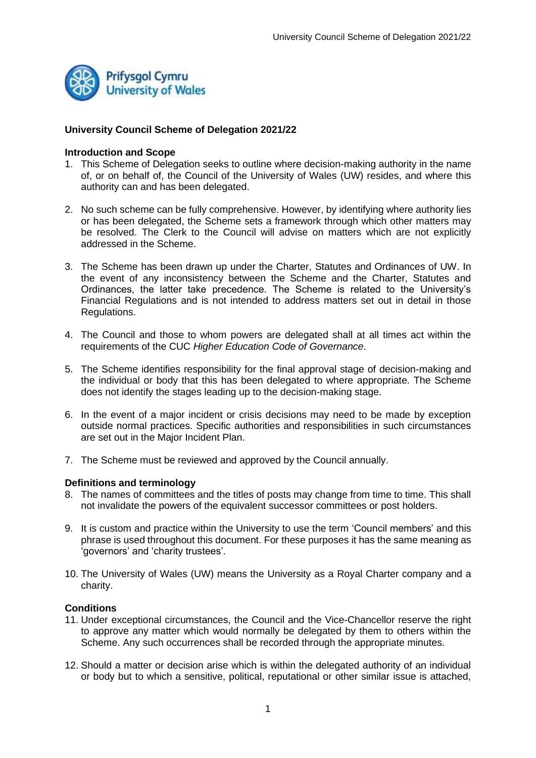Prifysgol Cymru
University of Wales

## University Council Scheme of Delegation 2021/22

### Introduction and Scope

1. This Scheme of Delegation seeks to outline where decision-making authority in the name of, or on behalf of, the Council of the University of Wales (UW) resides, and where this authority can and has been delegated.

2. No such scheme can be fully comprehensive. However, by identifying where authority lies or has been delegated, the Scheme sets a framework through which other matters may be resolved. The Clerk to the Council will advise on matters which are not explicitly addressed in the Scheme.

3. The Scheme has been drawn up under the Charter, Statutes and Ordinances of UW. In the event of any inconsistency between the Scheme and the Charter, Statutes and Ordinances, the latter take precedence. The Scheme is related to the University's Financial Regulations and is not intended to address matters set out in detail in those Regulations.

4. The Council and those to whom powers are delegated shall at all times act within the requirements of the CUC *Higher Education Code of Governance*.

5. The Scheme identifies responsibility for the final approval stage of decision-making and the individual or body that this has been delegated to where appropriate. The Scheme does not identify the stages leading up to the decision-making stage.

6. In the event of a major incident or crisis decisions may need to be made by exception outside normal practices. Specific authorities and responsibilities in such circumstances are set out in the Major Incident Plan.

7. The Scheme must be reviewed and approved by the Council annually.

### Definitions and terminology

8. The names of committees and the titles of posts may change from time to time. This shall not invalidate the powers of the equivalent successor committees or post holders.

9. It is custom and practice within the University to use the term 'Council members' and this phrase is used throughout this document. For these purposes it has the same meaning as 'governors' and 'charity trustees'.

10. The University of Wales (UW) means the University as a Royal Charter company and a charity.

### Conditions

11. Under exceptional circumstances, the Council and the Vice-Chancellor reserve the right to approve any matter which would normally be delegated by them to others within the Scheme. Any such occurrences shall be recorded through the appropriate minutes.

12. Should a matter or decision arise which is within the delegated authority of an individual or body but to which a sensitive, political, reputational or other similar issue is attached,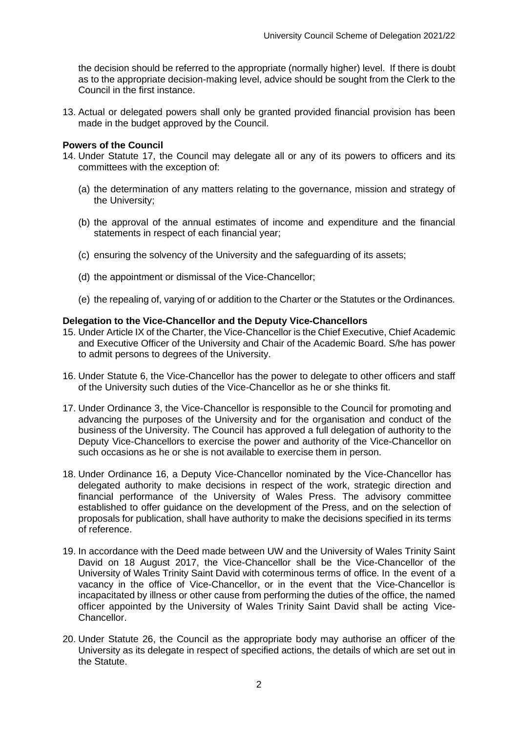the decision should be referred to the appropriate (normally higher) level. If there is doubt as to the appropriate decision-making level, advice should be sought from the Clerk to the Council in the first instance.

13. Actual or delegated powers shall only be granted provided financial provision has been made in the budget approved by the Council.

**Powers of the Council**

14. Under Statute 17, the Council may delegate all or any of its powers to officers and its committees with the exception of:

    (a) the determination of any matters relating to the governance, mission and strategy of the University;

    (b) the approval of the annual estimates of income and expenditure and the financial statements in respect of each financial year;

    (c) ensuring the solvency of the University and the safeguarding of its assets;

    (d) the appointment or dismissal of the Vice-Chancellor;

    (e) the repealing of, varying of or addition to the Charter or the Statutes or the Ordinances.

**Delegation to the Vice-Chancellor and the Deputy Vice-Chancellors**

15. Under Article IX of the Charter, the Vice-Chancellor is the Chief Executive, Chief Academic and Executive Officer of the University and Chair of the Academic Board. S/he has power to admit persons to degrees of the University.

16. Under Statute 6, the Vice-Chancellor has the power to delegate to other officers and staff of the University such duties of the Vice-Chancellor as he or she thinks fit.

17. Under Ordinance 3, the Vice-Chancellor is responsible to the Council for promoting and advancing the purposes of the University and for the organisation and conduct of the business of the University. The Council has approved a full delegation of authority to the Deputy Vice-Chancellors to exercise the power and authority of the Vice-Chancellor on such occasions as he or she is not available to exercise them in person.

18. Under Ordinance 16, a Deputy Vice-Chancellor nominated by the Vice-Chancellor has delegated authority to make decisions in respect of the work, strategic direction and financial performance of the University of Wales Press. The advisory committee established to offer guidance on the development of the Press, and on the selection of proposals for publication, shall have authority to make the decisions specified in its terms of reference.

19. In accordance with the Deed made between UW and the University of Wales Trinity Saint David on 18 August 2017, the Vice-Chancellor shall be the Vice-Chancellor of the University of Wales Trinity Saint David with coterminous terms of office. In the event of a vacancy in the office of Vice-Chancellor, or in the event that the Vice-Chancellor is incapacitated by illness or other cause from performing the duties of the office, the named officer appointed by the University of Wales Trinity Saint David shall be acting Vice-Chancellor.

20. Under Statute 26, the Council as the appropriate body may authorise an officer of the University as its delegate in respect of specified actions, the details of which are set out in the Statute.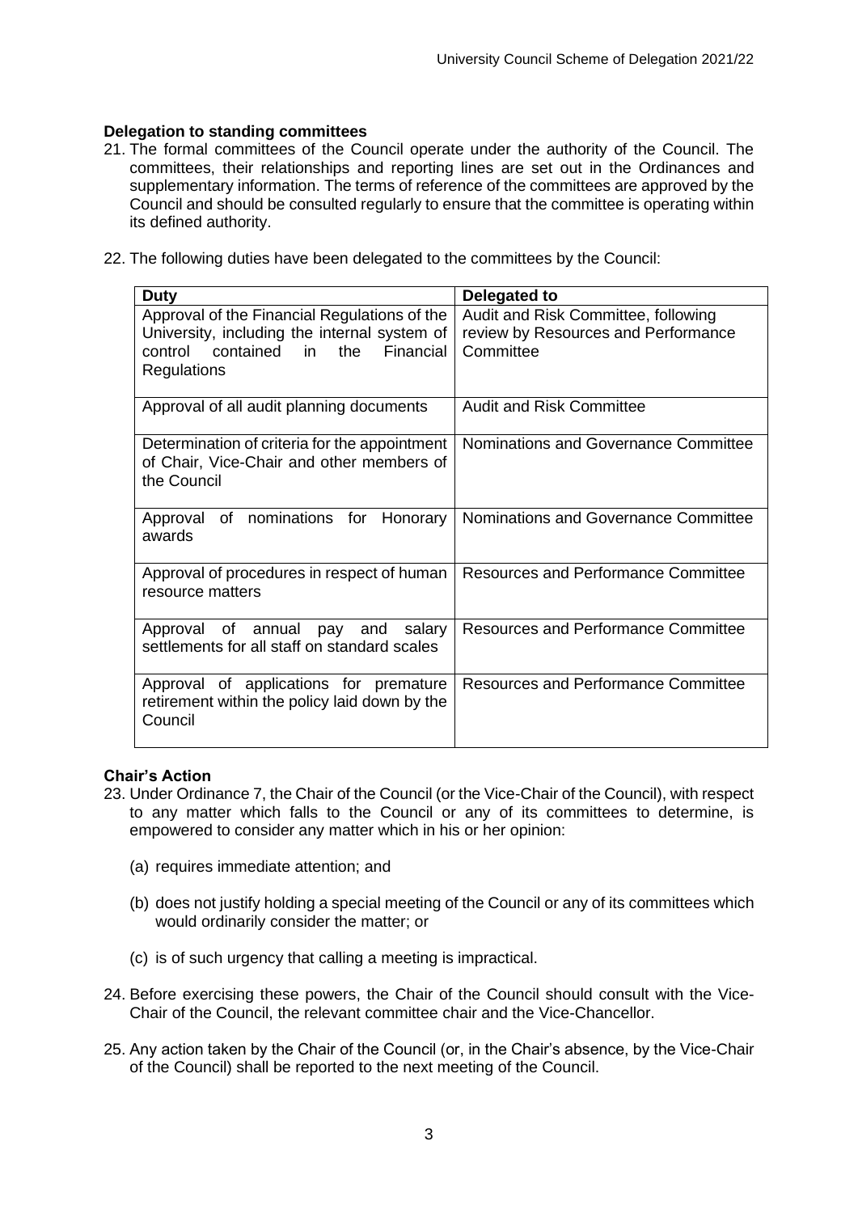### Delegation to standing committees

21. The formal committees of the Council operate under the authority of the Council. The committees, their relationships and reporting lines are set out in the Ordinances and supplementary information. The terms of reference of the committees are approved by the Council and should be consulted regularly to ensure that the committee is operating within its defined authority.

22. The following duties have been delegated to the committees by the Council:

| Duty | Delegated to |
| --- | --- |
| Approval of the Financial Regulations of the University, including the internal system of control contained in the Financial Regulations | Audit and Risk Committee, following review by Resources and Performance Committee |
| Approval of all audit planning documents | Audit and Risk Committee |
| Determination of criteria for the appointment of Chair, Vice-Chair and other members of the Council | Nominations and Governance Committee |
| Approval of nominations for Honorary awards | Nominations and Governance Committee |
| Approval of procedures in respect of human resource matters | Resources and Performance Committee |
| Approval of annual pay and salary settlements for all staff on standard scales | Resources and Performance Committee |
| Approval of applications for premature retirement within the policy laid down by the Council | Resources and Performance Committee |

### Chair's Action

23. Under Ordinance 7, the Chair of the Council (or the Vice-Chair of the Council), with respect to any matter which falls to the Council or any of its committees to determine, is empowered to consider any matter which in his or her opinion:

    (a) requires immediate attention; and

    (b) does not justify holding a special meeting of the Council or any of its committees which would ordinarily consider the matter; or

    (c) is of such urgency that calling a meeting is impractical.

24. Before exercising these powers, the Chair of the Council should consult with the Vice-Chair of the Council, the relevant committee chair and the Vice-Chancellor.

25. Any action taken by the Chair of the Council (or, in the Chair's absence, by the Vice-Chair of the Council) shall be reported to the next meeting of the Council.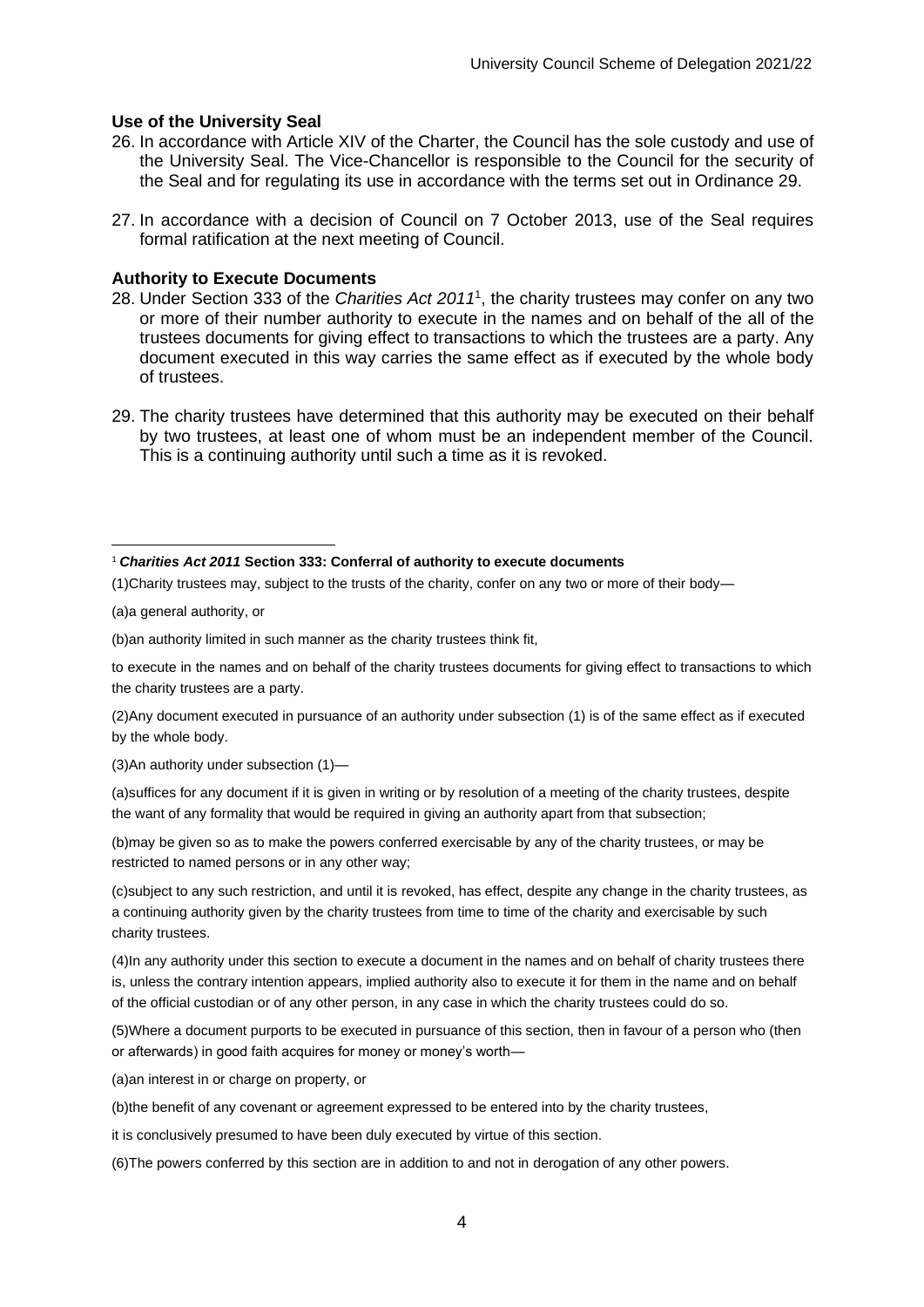### Use of the University Seal

26. In accordance with Article XIV of the Charter, the Council has the sole custody and use of the University Seal. The Vice-Chancellor is responsible to the Council for the security of the Seal and for regulating its use in accordance with the terms set out in Ordinance 29.

27. In accordance with a decision of Council on 7 October 2013, use of the Seal requires formal ratification at the next meeting of Council.

### Authority to Execute Documents

28. Under Section 333 of the *Charities Act 2011*[1], the charity trustees may confer on any two or more of their number authority to execute in the names and on behalf of the all of the trustees documents for giving effect to transactions to which the trustees are a party. Any document executed in this way carries the same effect as if executed by the whole body of trustees.

29. The charity trustees have determined that this authority may be executed on their behalf by two trustees, at least one of whom must be an independent member of the Council. This is a continuing authority until such a time as it is revoked.

---

[1] ***Charities Act 2011*** **Section 333: Conferral of authority to execute documents**

(1)Charity trustees may, subject to the trusts of the charity, confer on any two or more of their body—

(a)a general authority, or

(b)an authority limited in such manner as the charity trustees think fit,

to execute in the names and on behalf of the charity trustees documents for giving effect to transactions to which the charity trustees are a party.

(2)Any document executed in pursuance of an authority under subsection (1) is of the same effect as if executed by the whole body.

(3)An authority under subsection (1)—

(a)suffices for any document if it is given in writing or by resolution of a meeting of the charity trustees, despite the want of any formality that would be required in giving an authority apart from that subsection;

(b)may be given so as to make the powers conferred exercisable by any of the charity trustees, or may be restricted to named persons or in any other way;

(c)subject to any such restriction, and until it is revoked, has effect, despite any change in the charity trustees, as a continuing authority given by the charity trustees from time to time of the charity and exercisable by such charity trustees.

(4)In any authority under this section to execute a document in the names and on behalf of charity trustees there is, unless the contrary intention appears, implied authority also to execute it for them in the name and on behalf of the official custodian or of any other person, in any case in which the charity trustees could do so.

(5)Where a document purports to be executed in pursuance of this section, then in favour of a person who (then or afterwards) in good faith acquires for money or money's worth—

(a)an interest in or charge on property, or

(b)the benefit of any covenant or agreement expressed to be entered into by the charity trustees,

it is conclusively presumed to have been duly executed by virtue of this section.

(6)The powers conferred by this section are in addition to and not in derogation of any other powers.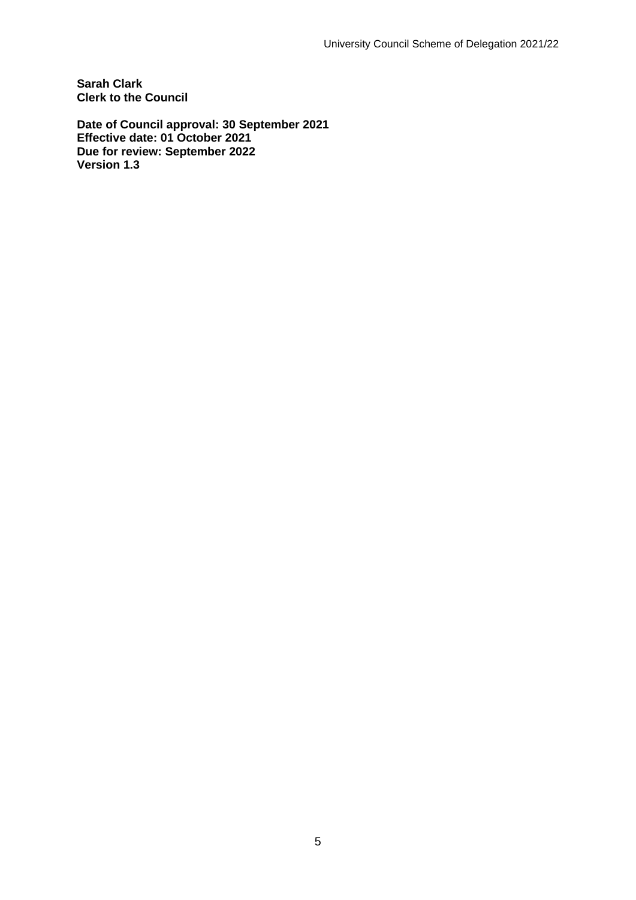**Sarah Clark**
**Clerk to the Council**

**Date of Council approval: 30 September 2021**
**Effective date: 01 October 2021**
**Due for review: September 2022**
**Version 1.3**